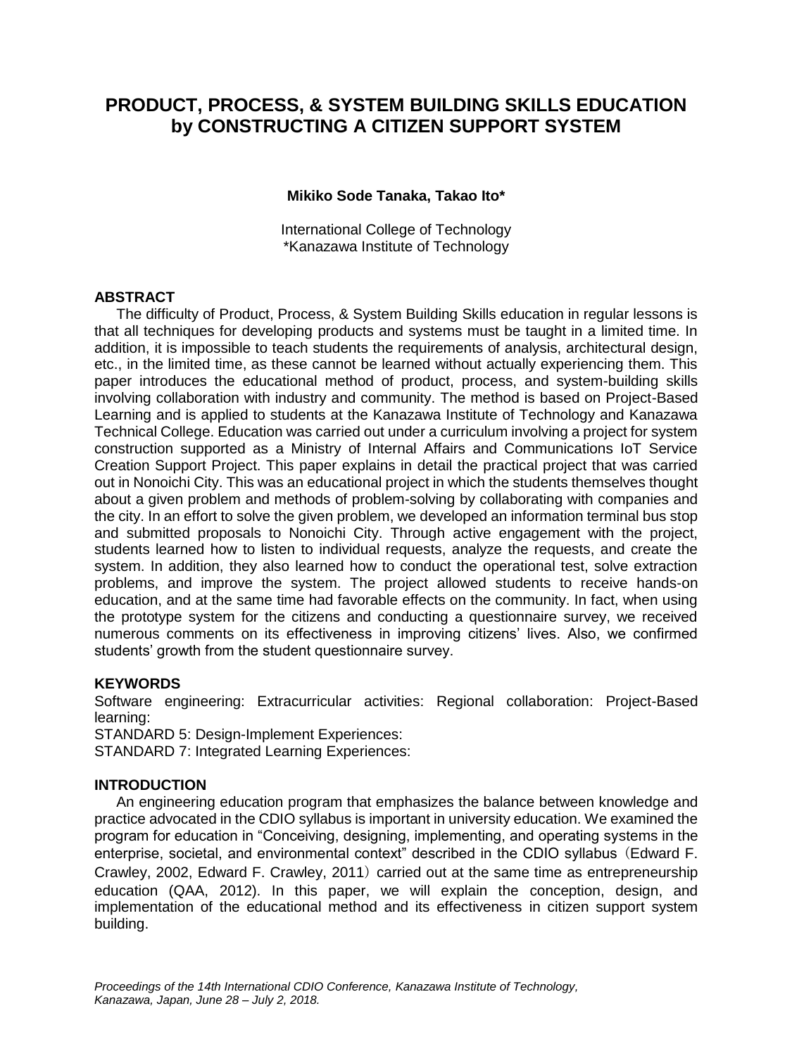# PRODUCT, PROCESS, & SYSTEM BUILDING SKILLS EDUCATION by CONSTRUCTING A CITIZEN SUPPORT SYSTEM

**Mikiko Sode Tanaka, Takao Ito***

International College of Technology
*Kanazawa Institute of Technology

## ABSTRACT

The difficulty of Product, Process, & System Building Skills education in regular lessons is that all techniques for developing products and systems must be taught in a limited time. In addition, it is impossible to teach students the requirements of analysis, architectural design, etc., in the limited time, as these cannot be learned without actually experiencing them. This paper introduces the educational method of product, process, and system-building skills involving collaboration with industry and community. The method is based on Project-Based Learning and is applied to students at the Kanazawa Institute of Technology and Kanazawa Technical College. Education was carried out under a curriculum involving a project for system construction supported as a Ministry of Internal Affairs and Communications IoT Service Creation Support Project. This paper explains in detail the practical project that was carried out in Nonoichi City. This was an educational project in which the students themselves thought about a given problem and methods of problem-solving by collaborating with companies and the city. In an effort to solve the given problem, we developed an information terminal bus stop and submitted proposals to Nonoichi City. Through active engagement with the project, students learned how to listen to individual requests, analyze the requests, and create the system. In addition, they also learned how to conduct the operational test, solve extraction problems, and improve the system. The project allowed students to receive hands-on education, and at the same time had favorable effects on the community. In fact, when using the prototype system for the citizens and conducting a questionnaire survey, we received numerous comments on its effectiveness in improving citizens' lives. Also, we confirmed students' growth from the student questionnaire survey.

## KEYWORDS

Software engineering: Extracurricular activities: Regional collaboration: Project-Based learning:
STANDARD 5: Design-Implement Experiences:
STANDARD 7: Integrated Learning Experiences:

## INTRODUCTION

An engineering education program that emphasizes the balance between knowledge and practice advocated in the CDIO syllabus is important in university education. We examined the program for education in "Conceiving, designing, implementing, and operating systems in the enterprise, societal, and environmental context" described in the CDIO syllabus（Edward F. Crawley, 2002, Edward F. Crawley, 2011）carried out at the same time as entrepreneurship education (QAA, 2012). In this paper, we will explain the conception, design, and implementation of the educational method and its effectiveness in citizen support system building.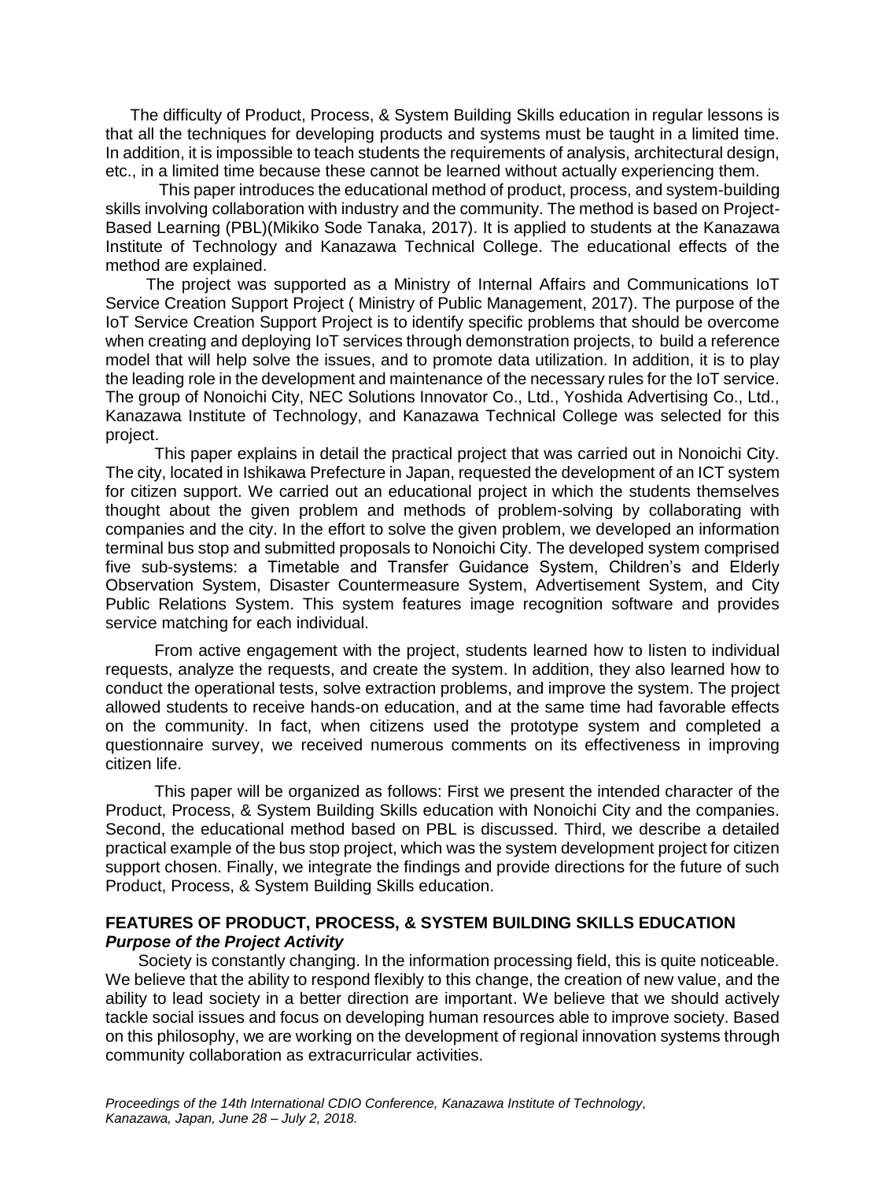The difficulty of Product, Process, & System Building Skills education in regular lessons is that all the techniques for developing products and systems must be taught in a limited time. In addition, it is impossible to teach students the requirements of analysis, architectural design, etc., in a limited time because these cannot be learned without actually experiencing them.

This paper introduces the educational method of product, process, and system-building skills involving collaboration with industry and the community. The method is based on Project-Based Learning (PBL)(Mikiko Sode Tanaka, 2017). It is applied to students at the Kanazawa Institute of Technology and Kanazawa Technical College. The educational effects of the method are explained.

The project was supported as a Ministry of Internal Affairs and Communications IoT Service Creation Support Project ( Ministry of Public Management, 2017). The purpose of the IoT Service Creation Support Project is to identify specific problems that should be overcome when creating and deploying IoT services through demonstration projects, to build a reference model that will help solve the issues, and to promote data utilization. In addition, it is to play the leading role in the development and maintenance of the necessary rules for the IoT service. The group of Nonoichi City, NEC Solutions Innovator Co., Ltd., Yoshida Advertising Co., Ltd., Kanazawa Institute of Technology, and Kanazawa Technical College was selected for this project.

This paper explains in detail the practical project that was carried out in Nonoichi City. The city, located in Ishikawa Prefecture in Japan, requested the development of an ICT system for citizen support. We carried out an educational project in which the students themselves thought about the given problem and methods of problem-solving by collaborating with companies and the city. In the effort to solve the given problem, we developed an information terminal bus stop and submitted proposals to Nonoichi City. The developed system comprised five sub-systems: a Timetable and Transfer Guidance System, Children's and Elderly Observation System, Disaster Countermeasure System, Advertisement System, and City Public Relations System. This system features image recognition software and provides service matching for each individual.

From active engagement with the project, students learned how to listen to individual requests, analyze the requests, and create the system. In addition, they also learned how to conduct the operational tests, solve extraction problems, and improve the system. The project allowed students to receive hands-on education, and at the same time had favorable effects on the community. In fact, when citizens used the prototype system and completed a questionnaire survey, we received numerous comments on its effectiveness in improving citizen life.

This paper will be organized as follows: First we present the intended character of the Product, Process, & System Building Skills education with Nonoichi City and the companies. Second, the educational method based on PBL is discussed. Third, we describe a detailed practical example of the bus stop project, which was the system development project for citizen support chosen. Finally, we integrate the findings and provide directions for the future of such Product, Process, & System Building Skills education.

## FEATURES OF PRODUCT, PROCESS, & SYSTEM BUILDING SKILLS EDUCATION

### *Purpose of the Project Activity*

Society is constantly changing. In the information processing field, this is quite noticeable. We believe that the ability to respond flexibly to this change, the creation of new value, and the ability to lead society in a better direction are important. We believe that we should actively tackle social issues and focus on developing human resources able to improve society. Based on this philosophy, we are working on the development of regional innovation systems through community collaboration as extracurricular activities.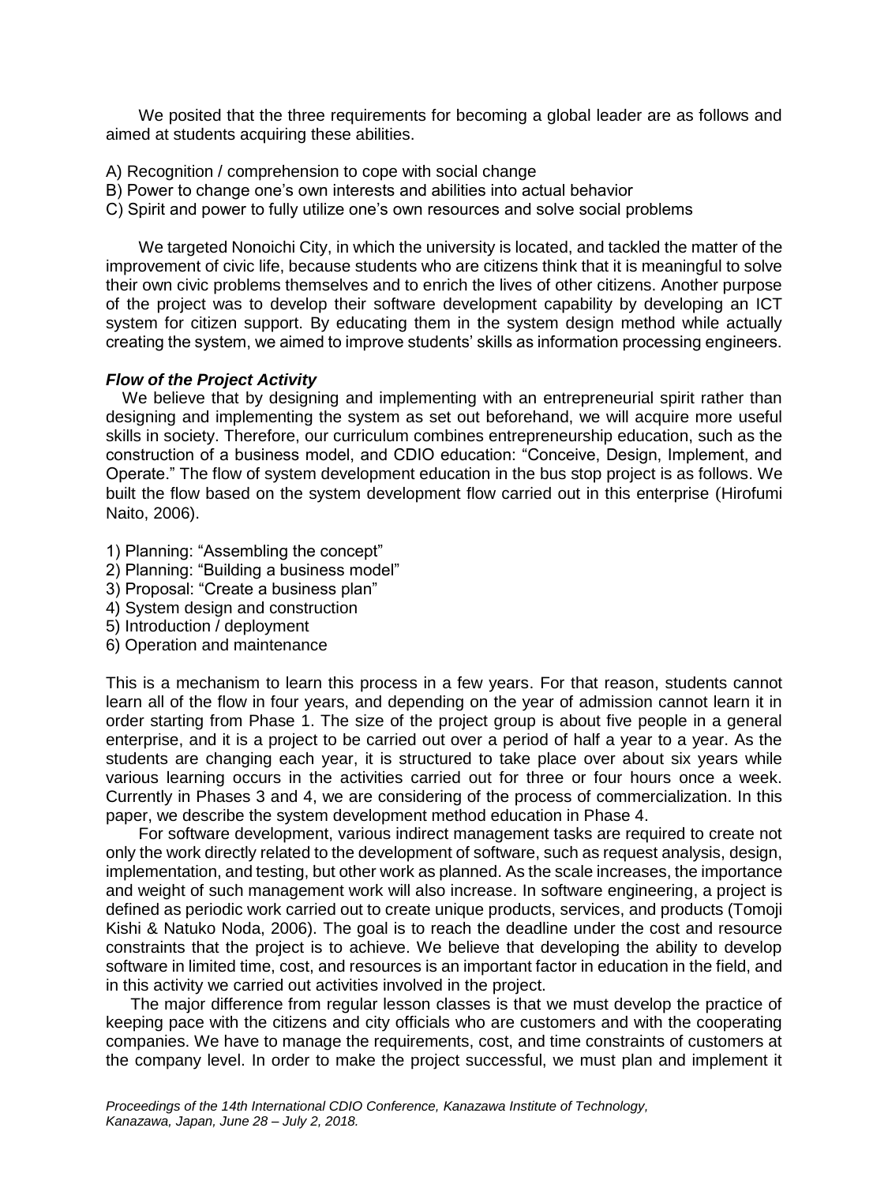We posited that the three requirements for becoming a global leader are as follows and aimed at students acquiring these abilities.

A) Recognition / comprehension to cope with social change
B) Power to change one's own interests and abilities into actual behavior
C) Spirit and power to fully utilize one's own resources and solve social problems

We targeted Nonoichi City, in which the university is located, and tackled the matter of the improvement of civic life, because students who are citizens think that it is meaningful to solve their own civic problems themselves and to enrich the lives of other citizens. Another purpose of the project was to develop their software development capability by developing an ICT system for citizen support. By educating them in the system design method while actually creating the system, we aimed to improve students' skills as information processing engineers.

### *Flow of the Project Activity*

We believe that by designing and implementing with an entrepreneurial spirit rather than designing and implementing the system as set out beforehand, we will acquire more useful skills in society. Therefore, our curriculum combines entrepreneurship education, such as the construction of a business model, and CDIO education: "Conceive, Design, Implement, and Operate." The flow of system development education in the bus stop project is as follows. We built the flow based on the system development flow carried out in this enterprise (Hirofumi Naito, 2006).

1) Planning: "Assembling the concept"
2) Planning: "Building a business model"
3) Proposal: "Create a business plan"
4) System design and construction
5) Introduction / deployment
6) Operation and maintenance

This is a mechanism to learn this process in a few years. For that reason, students cannot learn all of the flow in four years, and depending on the year of admission cannot learn it in order starting from Phase 1. The size of the project group is about five people in a general enterprise, and it is a project to be carried out over a period of half a year to a year. As the students are changing each year, it is structured to take place over about six years while various learning occurs in the activities carried out for three or four hours once a week. Currently in Phases 3 and 4, we are considering of the process of commercialization. In this paper, we describe the system development method education in Phase 4.

For software development, various indirect management tasks are required to create not only the work directly related to the development of software, such as request analysis, design, implementation, and testing, but other work as planned. As the scale increases, the importance and weight of such management work will also increase. In software engineering, a project is defined as periodic work carried out to create unique products, services, and products (Tomoji Kishi & Natuko Noda, 2006). The goal is to reach the deadline under the cost and resource constraints that the project is to achieve. We believe that developing the ability to develop software in limited time, cost, and resources is an important factor in education in the field, and in this activity we carried out activities involved in the project.

The major difference from regular lesson classes is that we must develop the practice of keeping pace with the citizens and city officials who are customers and with the cooperating companies. We have to manage the requirements, cost, and time constraints of customers at the company level. In order to make the project successful, we must plan and implement it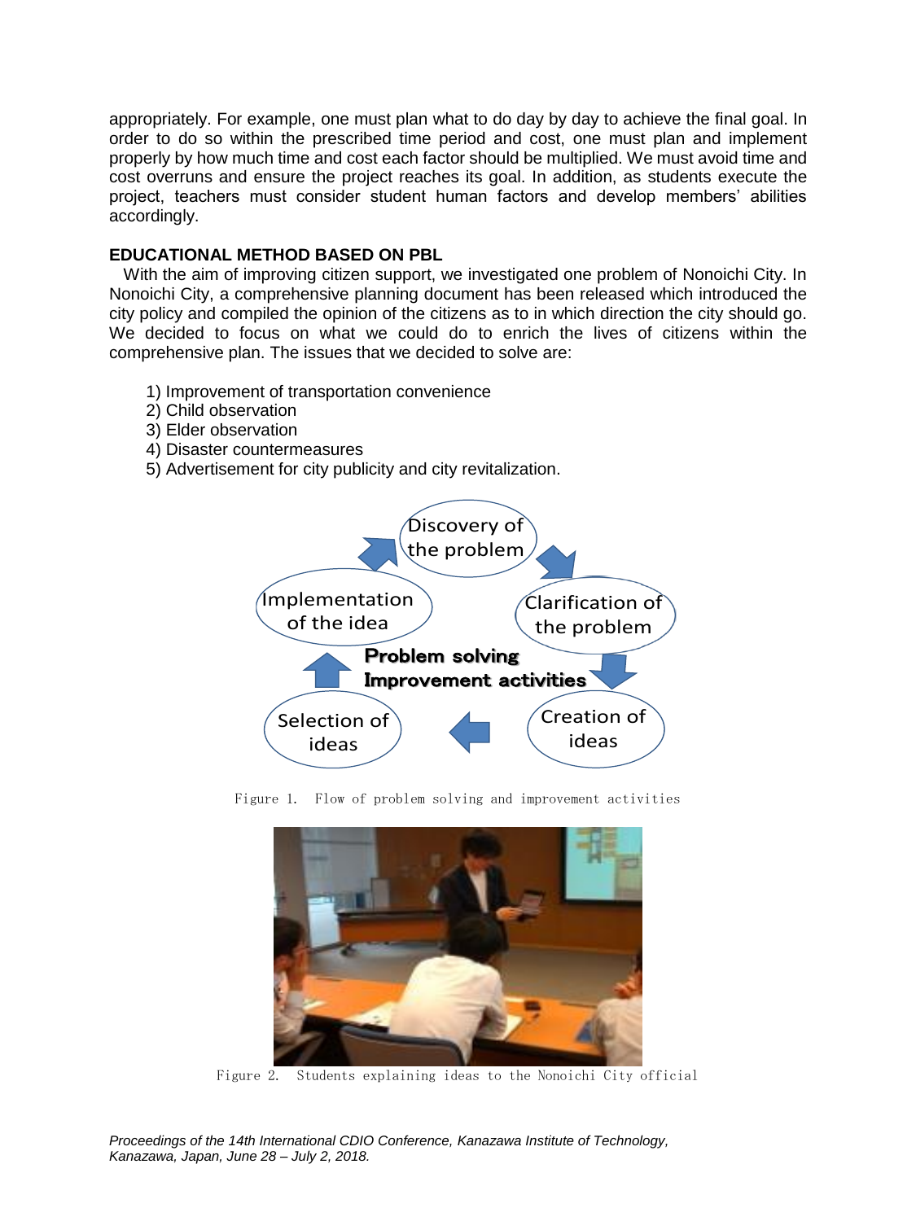appropriately. For example, one must plan what to do day by day to achieve the final goal. In order to do so within the prescribed time period and cost, one must plan and implement properly by how much time and cost each factor should be multiplied. We must avoid time and cost overruns and ensure the project reaches its goal. In addition, as students execute the project, teachers must consider student human factors and develop members' abilities accordingly.

## EDUCATIONAL METHOD BASED ON PBL

With the aim of improving citizen support, we investigated one problem of Nonoichi City. In Nonoichi City, a comprehensive planning document has been released which introduced the city policy and compiled the opinion of the citizens as to in which direction the city should go. We decided to focus on what we could do to enrich the lives of citizens within the comprehensive plan. The issues that we decided to solve are:

1) Improvement of transportation convenience
2) Child observation
3) Elder observation
4) Disaster countermeasures
5) Advertisement for city publicity and city revitalization.

Figure 1. Flow of problem solving and improvement activities

Figure 2. Students explaining ideas to the Nonoichi City official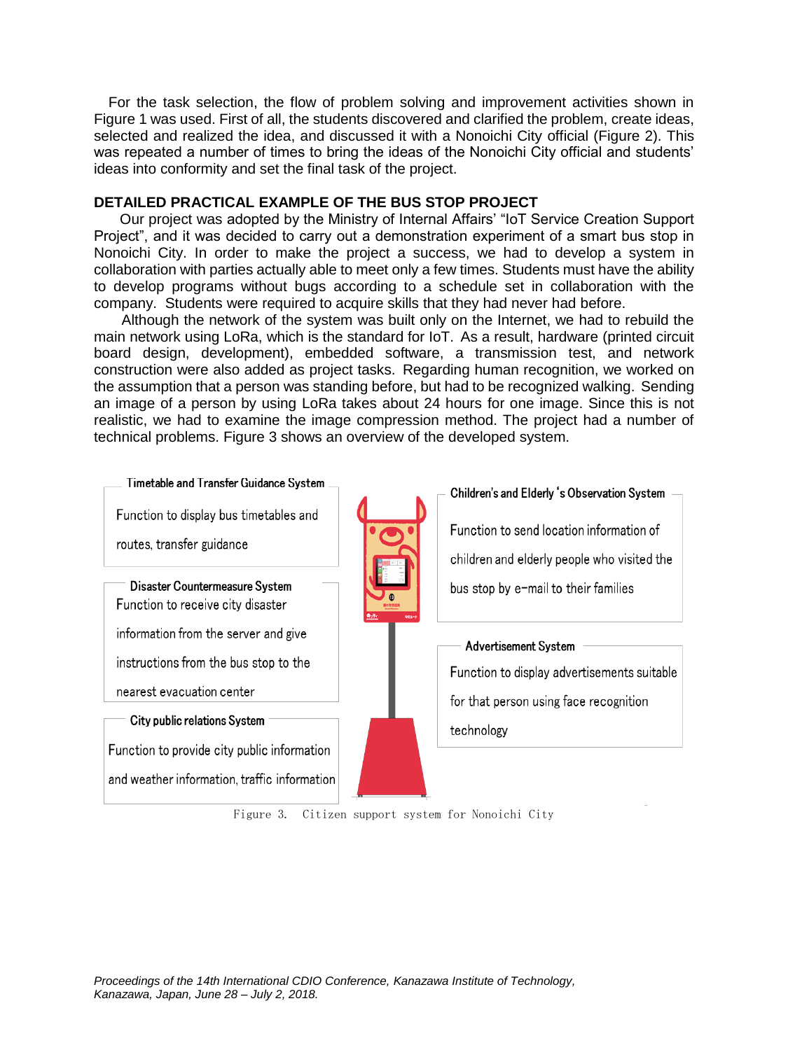For the task selection, the flow of problem solving and improvement activities shown in Figure 1 was used. First of all, the students discovered and clarified the problem, create ideas, selected and realized the idea, and discussed it with a Nonoichi City official (Figure 2). This was repeated a number of times to bring the ideas of the Nonoichi City official and students' ideas into conformity and set the final task of the project.

## DETAILED PRACTICAL EXAMPLE OF THE BUS STOP PROJECT

Our project was adopted by the Ministry of Internal Affairs' "IoT Service Creation Support Project", and it was decided to carry out a demonstration experiment of a smart bus stop in Nonoichi City. In order to make the project a success, we had to develop a system in collaboration with parties actually able to meet only a few times. Students must have the ability to develop programs without bugs according to a schedule set in collaboration with the company. Students were required to acquire skills that they had never had before.

Although the network of the system was built only on the Internet, we had to rebuild the main network using LoRa, which is the standard for IoT. As a result, hardware (printed circuit board design, development), embedded software, a transmission test, and network construction were also added as project tasks. Regarding human recognition, we worked on the assumption that a person was standing before, but had to be recognized walking. Sending an image of a person by using LoRa takes about 24 hours for one image. Since this is not realistic, we had to examine the image compression method. The project had a number of technical problems. Figure 3 shows an overview of the developed system.

**Timetable and Transfer Guidance System**
Function to display bus timetables and routes, transfer guidance

**Disaster Countermeasure System**
Function to receive city disaster information from the server and give instructions from the bus stop to the nearest evacuation center

**City public relations System**
Function to provide city public information and weather information, traffic information

**Children's and Elderly 's Observation System**
Function to send location information of children and elderly people who visited the bus stop by e-mail to their families

**Advertisement System**
Function to display advertisements suitable for that person using face recognition technology

Figure 3. Citizen support system for Nonoichi City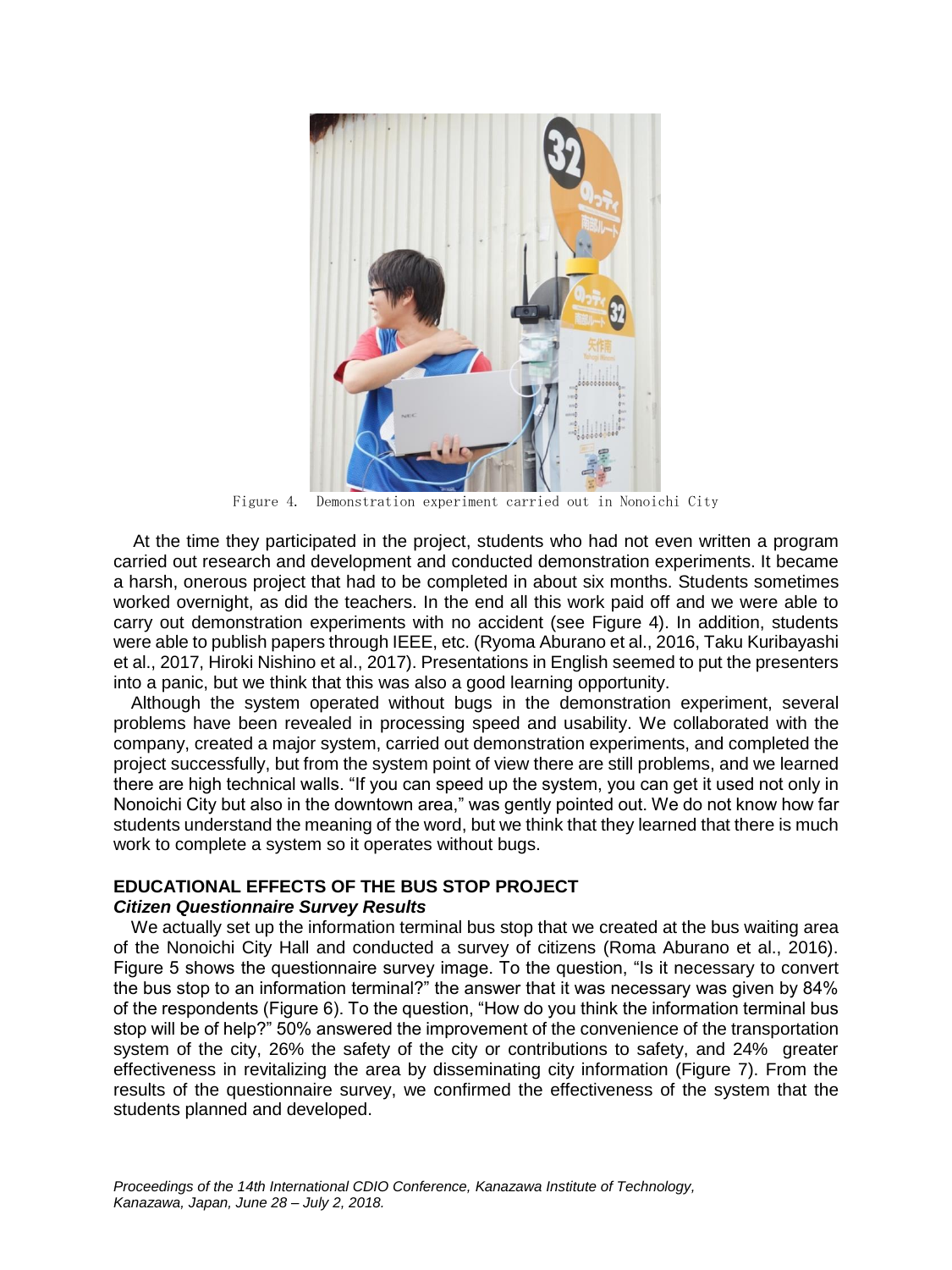Figure 4. Demonstration experiment carried out in Nonoichi City

At the time they participated in the project, students who had not even written a program carried out research and development and conducted demonstration experiments. It became a harsh, onerous project that had to be completed in about six months. Students sometimes worked overnight, as did the teachers. In the end all this work paid off and we were able to carry out demonstration experiments with no accident (see Figure 4). In addition, students were able to publish papers through IEEE, etc. (Ryoma Aburano et al., 2016, Taku Kuribayashi et al., 2017, Hiroki Nishino et al., 2017). Presentations in English seemed to put the presenters into a panic, but we think that this was also a good learning opportunity.

Although the system operated without bugs in the demonstration experiment, several problems have been revealed in processing speed and usability. We collaborated with the company, created a major system, carried out demonstration experiments, and completed the project successfully, but from the system point of view there are still problems, and we learned there are high technical walls. "If you can speed up the system, you can get it used not only in Nonoichi City but also in the downtown area," was gently pointed out. We do not know how far students understand the meaning of the word, but we think that they learned that there is much work to complete a system so it operates without bugs.

## EDUCATIONAL EFFECTS OF THE BUS STOP PROJECT

### *Citizen Questionnaire Survey Results*

We actually set up the information terminal bus stop that we created at the bus waiting area of the Nonoichi City Hall and conducted a survey of citizens (Roma Aburano et al., 2016). Figure 5 shows the questionnaire survey image. To the question, "Is it necessary to convert the bus stop to an information terminal?" the answer that it was necessary was given by 84% of the respondents (Figure 6). To the question, "How do you think the information terminal bus stop will be of help?" 50% answered the improvement of the convenience of the transportation system of the city, 26% the safety of the city or contributions to safety, and 24% greater effectiveness in revitalizing the area by disseminating city information (Figure 7). From the results of the questionnaire survey, we confirmed the effectiveness of the system that the students planned and developed.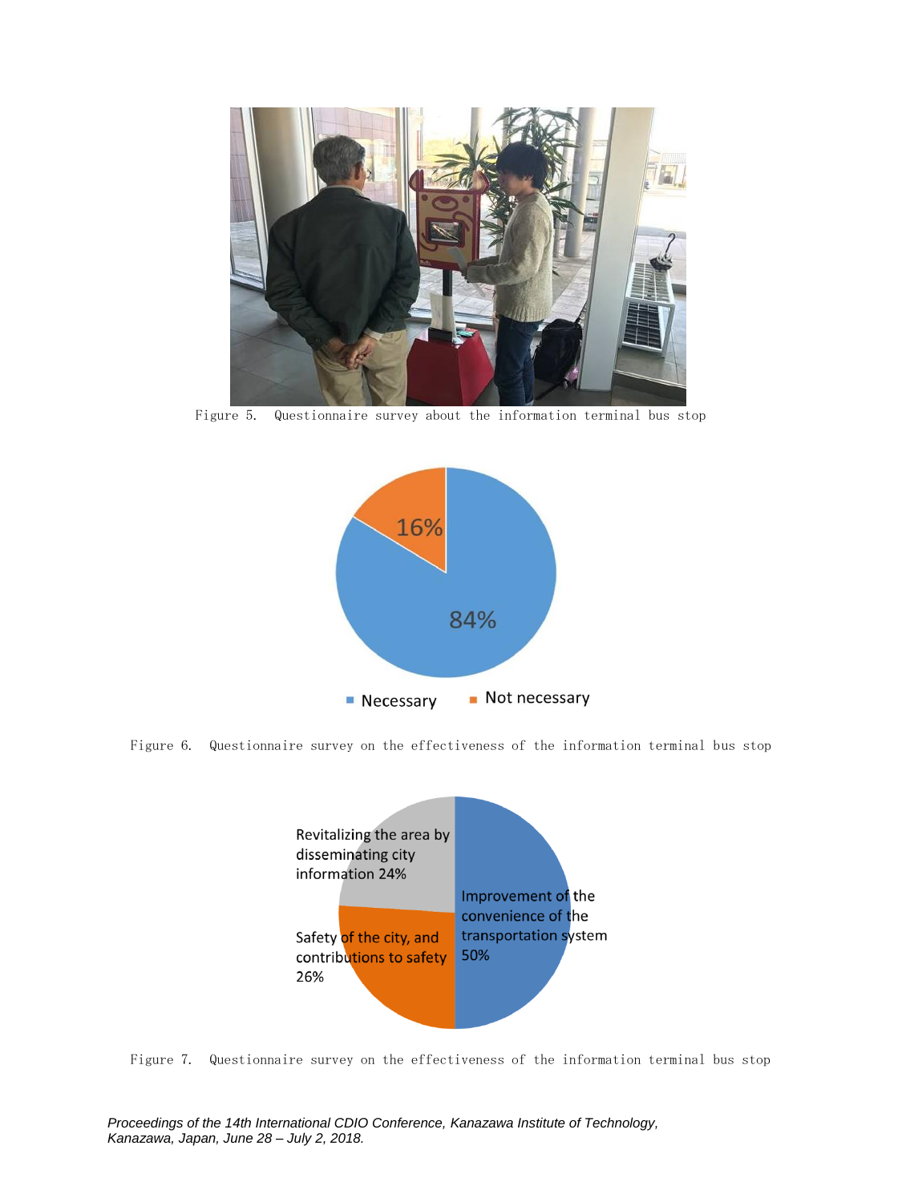Figure 5. Questionnaire survey about the information terminal bus stop

Figure 6. Questionnaire survey on the effectiveness of the information terminal bus stop

Figure 7. Questionnaire survey on the effectiveness of the information terminal bus stop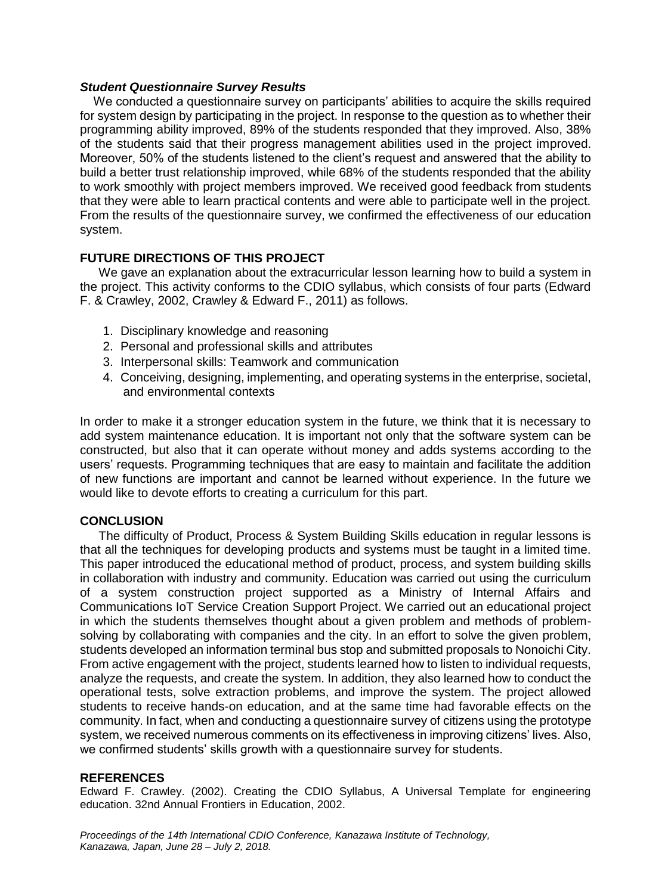### *Student Questionnaire Survey Results*

We conducted a questionnaire survey on participants' abilities to acquire the skills required for system design by participating in the project. In response to the question as to whether their programming ability improved, 89% of the students responded that they improved. Also, 38% of the students said that their progress management abilities used in the project improved. Moreover, 50% of the students listened to the client's request and answered that the ability to build a better trust relationship improved, while 68% of the students responded that the ability to work smoothly with project members improved. We received good feedback from students that they were able to learn practical contents and were able to participate well in the project. From the results of the questionnaire survey, we confirmed the effectiveness of our education system.

## FUTURE DIRECTIONS OF THIS PROJECT

We gave an explanation about the extracurricular lesson learning how to build a system in the project. This activity conforms to the CDIO syllabus, which consists of four parts (Edward F. & Crawley, 2002, Crawley & Edward F., 2011) as follows.

1. Disciplinary knowledge and reasoning
2. Personal and professional skills and attributes
3. Interpersonal skills: Teamwork and communication
4. Conceiving, designing, implementing, and operating systems in the enterprise, societal, and environmental contexts

In order to make it a stronger education system in the future, we think that it is necessary to add system maintenance education. It is important not only that the software system can be constructed, but also that it can operate without money and adds systems according to the users' requests. Programming techniques that are easy to maintain and facilitate the addition of new functions are important and cannot be learned without experience. In the future we would like to devote efforts to creating a curriculum for this part.

## CONCLUSION

The difficulty of Product, Process & System Building Skills education in regular lessons is that all the techniques for developing products and systems must be taught in a limited time. This paper introduced the educational method of product, process, and system building skills in collaboration with industry and community. Education was carried out using the curriculum of a system construction project supported as a Ministry of Internal Affairs and Communications IoT Service Creation Support Project. We carried out an educational project in which the students themselves thought about a given problem and methods of problem-solving by collaborating with companies and the city. In an effort to solve the given problem, students developed an information terminal bus stop and submitted proposals to Nonoichi City. From active engagement with the project, students learned how to listen to individual requests, analyze the requests, and create the system. In addition, they also learned how to conduct the operational tests, solve extraction problems, and improve the system. The project allowed students to receive hands-on education, and at the same time had favorable effects on the community. In fact, when and conducting a questionnaire survey of citizens using the prototype system, we received numerous comments on its effectiveness in improving citizens' lives. Also, we confirmed students' skills growth with a questionnaire survey for students.

## REFERENCES

Edward F. Crawley. (2002). Creating the CDIO Syllabus, A Universal Template for engineering education. 32nd Annual Frontiers in Education, 2002.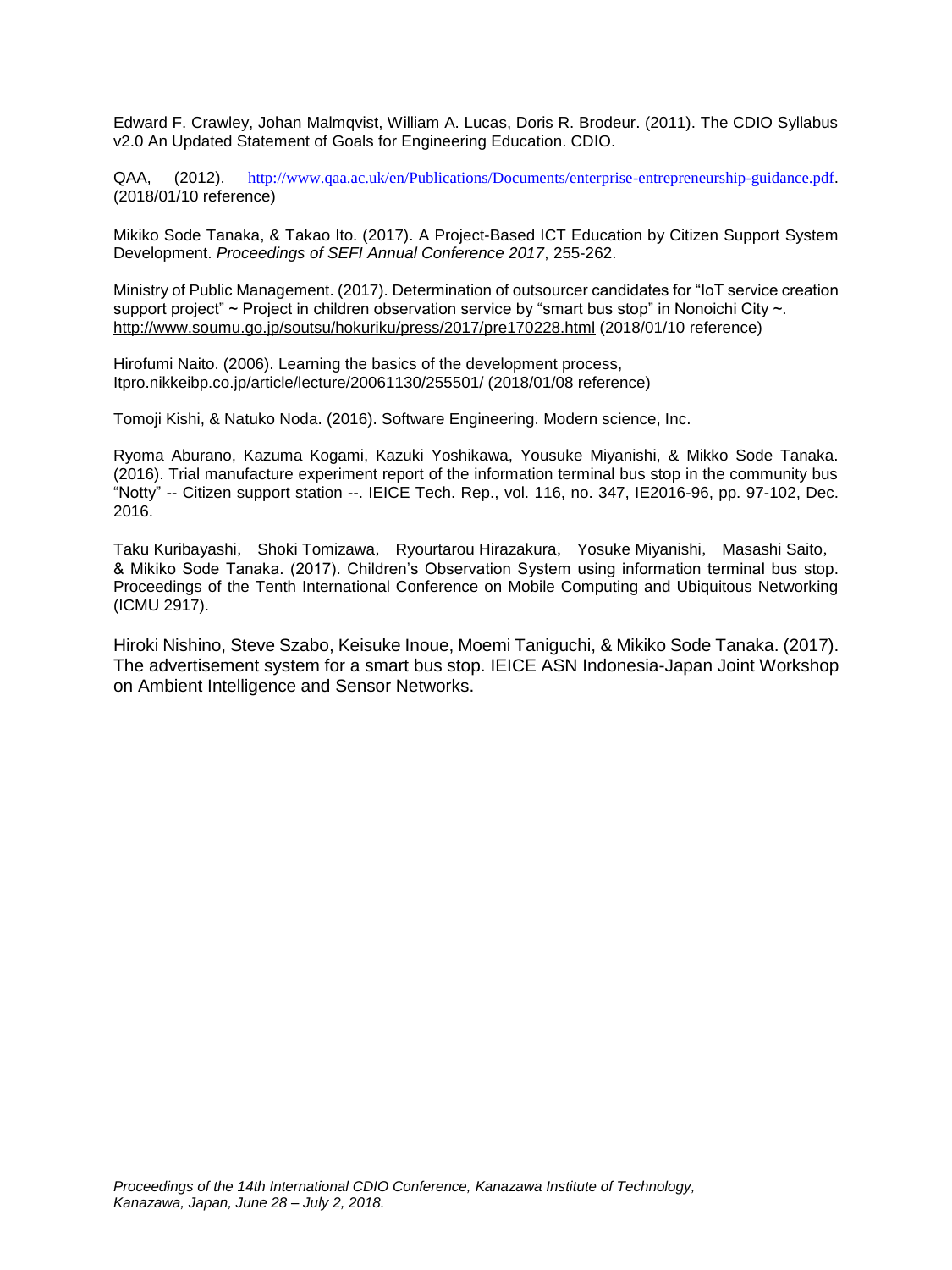Edward F. Crawley, Johan Malmqvist, William A. Lucas, Doris R. Brodeur. (2011). The CDIO Syllabus v2.0 An Updated Statement of Goals for Engineering Education. CDIO.

QAA, (2012). http://www.qaa.ac.uk/en/Publications/Documents/enterprise-entrepreneurship-guidance.pdf. (2018/01/10 reference)

Mikiko Sode Tanaka, & Takao Ito. (2017). A Project-Based ICT Education by Citizen Support System Development. *Proceedings of SEFI Annual Conference 2017*, 255-262.

Ministry of Public Management. (2017). Determination of outsourcer candidates for "IoT service creation support project" ~ Project in children observation service by "smart bus stop" in Nonoichi City ~. http://www.soumu.go.jp/soutsu/hokuriku/press/2017/pre170228.html (2018/01/10 reference)

Hirofumi Naito. (2006). Learning the basics of the development process, Itpro.nikkeibp.co.jp/article/lecture/20061130/255501/ (2018/01/08 reference)

Tomoji Kishi, & Natuko Noda. (2016). Software Engineering. Modern science, Inc.

Ryoma Aburano, Kazuma Kogami, Kazuki Yoshikawa, Yousuke Miyanishi, & Mikko Sode Tanaka. (2016). Trial manufacture experiment report of the information terminal bus stop in the community bus "Notty" -- Citizen support station --. IEICE Tech. Rep., vol. 116, no. 347, IE2016-96, pp. 97-102, Dec. 2016.

Taku Kuribayashi, Shoki Tomizawa, Ryourtarou Hirazakura, Yosuke Miyanishi, Masashi Saito, & Mikiko Sode Tanaka. (2017). Children's Observation System using information terminal bus stop. Proceedings of the Tenth International Conference on Mobile Computing and Ubiquitous Networking (ICMU 2917).

Hiroki Nishino, Steve Szabo, Keisuke Inoue, Moemi Taniguchi, & Mikiko Sode Tanaka. (2017). The advertisement system for a smart bus stop. IEICE ASN Indonesia-Japan Joint Workshop on Ambient Intelligence and Sensor Networks.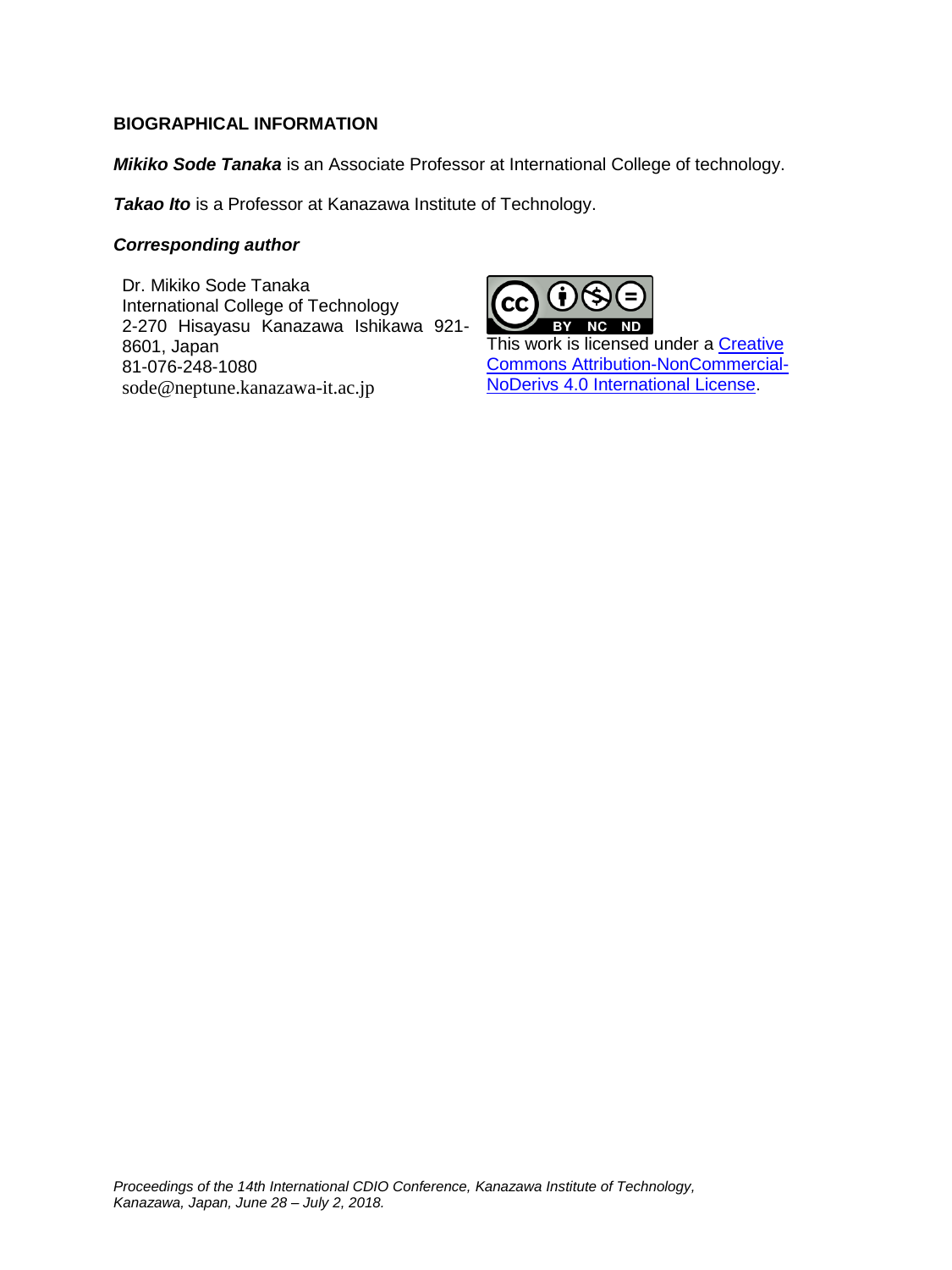#### BIOGRAPHICAL INFORMATION

***Mikiko Sode Tanaka*** is an Associate Professor at International College of technology.

***Takao Ito*** is a Professor at Kanazawa Institute of Technology.

#### *Corresponding author*

Dr. Mikiko Sode Tanaka
International College of Technology
2-270 Hisayasu Kanazawa Ishikawa 921-8601, Japan
81-076-248-1080
sode@neptune.kanazawa-it.ac.jp

This work is licensed under a Creative Commons Attribution-NonCommercial-NoDerivs 4.0 International License.